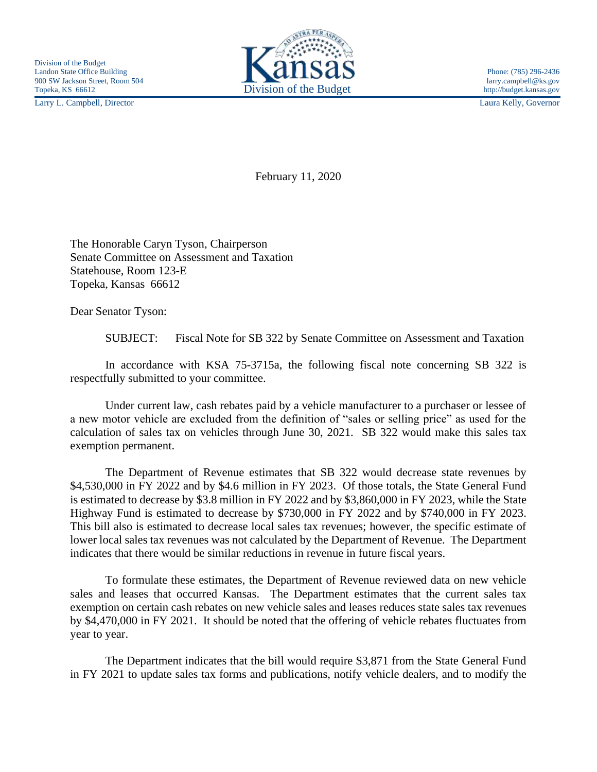Division of the Budget
Landon State Office Building
900 SW Jackson Street, Room 504
Topeka, KS 66612

Larry L. Campbell, Director

Kansas
Division of the Budget

Phone: (785) 296-2436
larry.campbell@ks.gov
http://budget.kansas.gov

Laura Kelly, Governor

February 11, 2020

The Honorable Caryn Tyson, Chairperson
Senate Committee on Assessment and Taxation
Statehouse, Room 123-E
Topeka, Kansas 66612

Dear Senator Tyson:

SUBJECT: Fiscal Note for SB 322 by Senate Committee on Assessment and Taxation

In accordance with KSA 75-3715a, the following fiscal note concerning SB 322 is respectfully submitted to your committee.

Under current law, cash rebates paid by a vehicle manufacturer to a purchaser or lessee of a new motor vehicle are excluded from the definition of "sales or selling price" as used for the calculation of sales tax on vehicles through June 30, 2021. SB 322 would make this sales tax exemption permanent.

The Department of Revenue estimates that SB 322 would decrease state revenues by $4,530,000 in FY 2022 and by $4.6 million in FY 2023. Of those totals, the State General Fund is estimated to decrease by $3.8 million in FY 2022 and by $3,860,000 in FY 2023, while the State Highway Fund is estimated to decrease by $730,000 in FY 2022 and by $740,000 in FY 2023. This bill also is estimated to decrease local sales tax revenues; however, the specific estimate of lower local sales tax revenues was not calculated by the Department of Revenue. The Department indicates that there would be similar reductions in revenue in future fiscal years.

To formulate these estimates, the Department of Revenue reviewed data on new vehicle sales and leases that occurred Kansas. The Department estimates that the current sales tax exemption on certain cash rebates on new vehicle sales and leases reduces state sales tax revenues by $4,470,000 in FY 2021. It should be noted that the offering of vehicle rebates fluctuates from year to year.

The Department indicates that the bill would require $3,871 from the State General Fund in FY 2021 to update sales tax forms and publications, notify vehicle dealers, and to modify the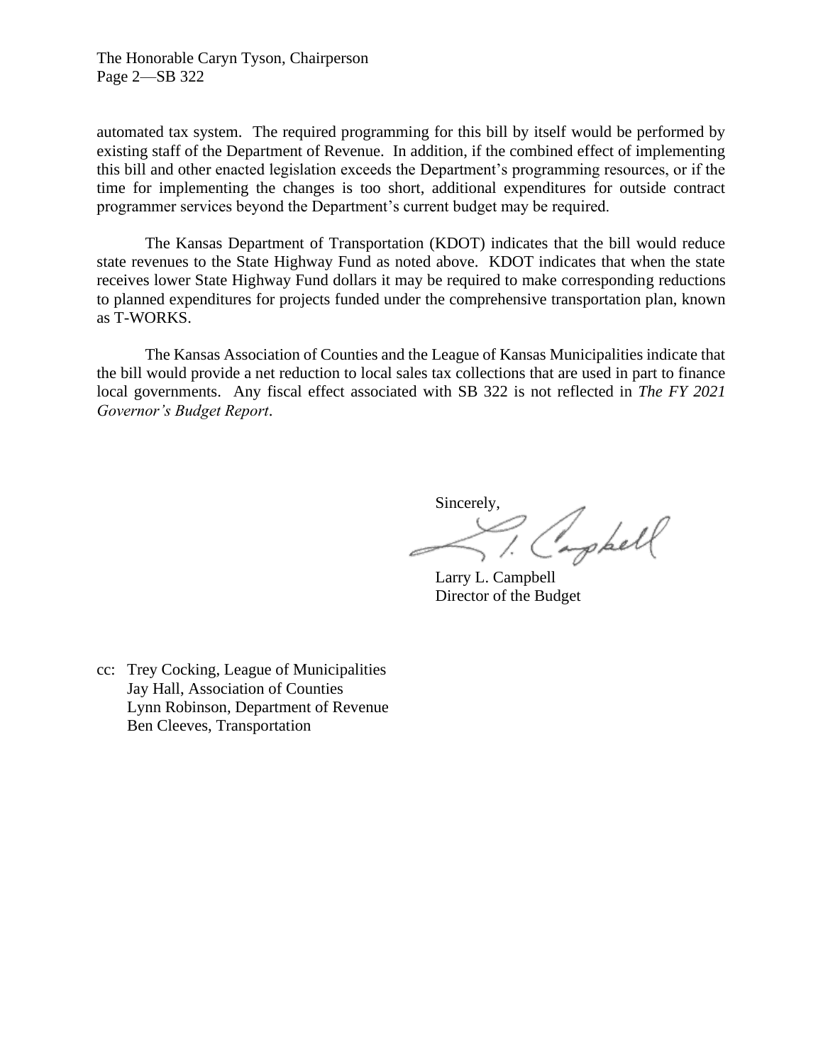automated tax system. The required programming for this bill by itself would be performed by existing staff of the Department of Revenue. In addition, if the combined effect of implementing this bill and other enacted legislation exceeds the Department's programming resources, or if the time for implementing the changes is too short, additional expenditures for outside contract programmer services beyond the Department's current budget may be required.

The Kansas Department of Transportation (KDOT) indicates that the bill would reduce state revenues to the State Highway Fund as noted above. KDOT indicates that when the state receives lower State Highway Fund dollars it may be required to make corresponding reductions to planned expenditures for projects funded under the comprehensive transportation plan, known as T-WORKS.

The Kansas Association of Counties and the League of Kansas Municipalities indicate that the bill would provide a net reduction to local sales tax collections that are used in part to finance local governments. Any fiscal effect associated with SB 322 is not reflected in *The FY 2021 Governor's Budget Report*.

Sincerely,

Larry L. Campbell
Director of the Budget

cc: Trey Cocking, League of Municipalities
Jay Hall, Association of Counties
Lynn Robinson, Department of Revenue
Ben Cleeves, Transportation